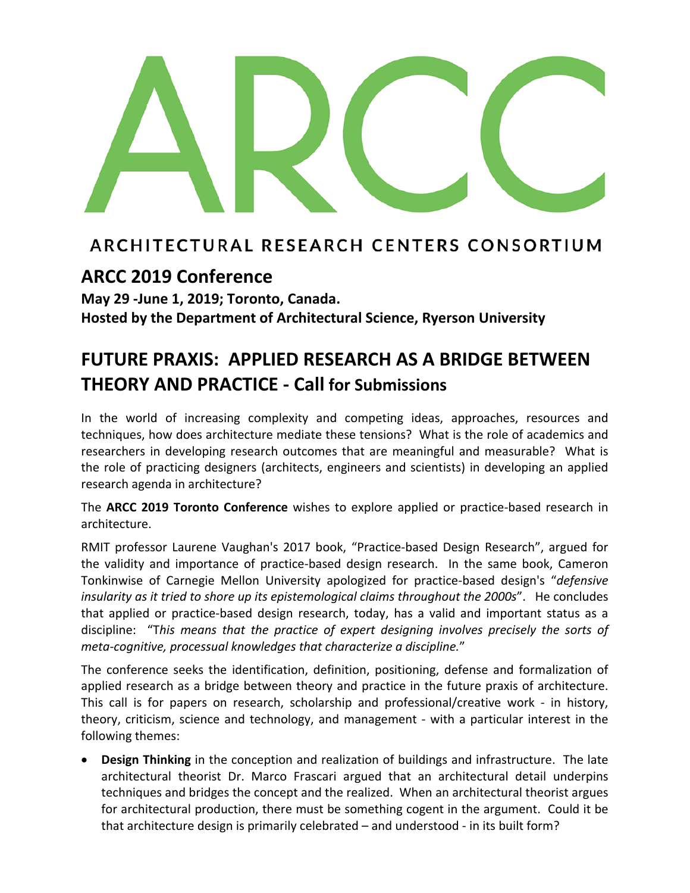# ARCC

ARCHITECTURAL RESEARCH CENTERS CONSORTIUM

## ARCC 2019 Conference

**May 29 -June 1, 2019; Toronto, Canada.**
**Hosted by the Department of Architectural Science, Ryerson University**

## FUTURE PRAXIS: APPLIED RESEARCH AS A BRIDGE BETWEEN THEORY AND PRACTICE - Call for Submissions

In the world of increasing complexity and competing ideas, approaches, resources and techniques, how does architecture mediate these tensions? What is the role of academics and researchers in developing research outcomes that are meaningful and measurable? What is the role of practicing designers (architects, engineers and scientists) in developing an applied research agenda in architecture?

The **ARCC 2019 Toronto Conference** wishes to explore applied or practice-based research in architecture.

RMIT professor Laurene Vaughan's 2017 book, "Practice-based Design Research", argued for the validity and importance of practice-based design research. In the same book, Cameron Tonkinwise of Carnegie Mellon University apologized for practice-based design's "*defensive insularity as it tried to shore up its epistemological claims throughout the 2000s*". He concludes that applied or practice-based design research, today, has a valid and important status as a discipline: "T*his means that the practice of expert designing involves precisely the sorts of meta-cognitive, processual knowledges that characterize a discipline.*"

The conference seeks the identification, definition, positioning, defense and formalization of applied research as a bridge between theory and practice in the future praxis of architecture. This call is for papers on research, scholarship and professional/creative work - in history, theory, criticism, science and technology, and management - with a particular interest in the following themes:

- **Design Thinking** in the conception and realization of buildings and infrastructure. The late architectural theorist Dr. Marco Frascari argued that an architectural detail underpins techniques and bridges the concept and the realized. When an architectural theorist argues for architectural production, there must be something cogent in the argument. Could it be that architecture design is primarily celebrated – and understood - in its built form?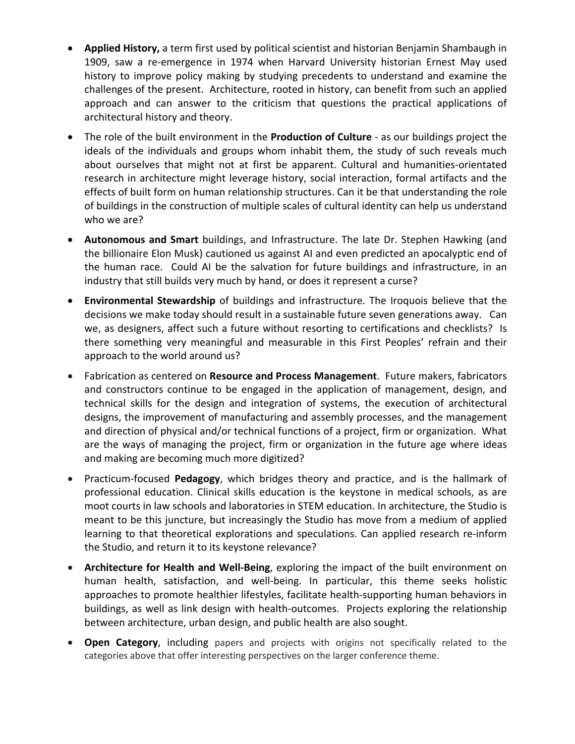- **Applied History,** a term first used by political scientist and historian Benjamin Shambaugh in 1909, saw a re-emergence in 1974 when Harvard University historian Ernest May used history to improve policy making by studying precedents to understand and examine the challenges of the present. Architecture, rooted in history, can benefit from such an applied approach and can answer to the criticism that questions the practical applications of architectural history and theory.

- The role of the built environment in the **Production of Culture** - as our buildings project the ideals of the individuals and groups whom inhabit them, the study of such reveals much about ourselves that might not at first be apparent. Cultural and humanities-orientated research in architecture might leverage history, social interaction, formal artifacts and the effects of built form on human relationship structures. Can it be that understanding the role of buildings in the construction of multiple scales of cultural identity can help us understand who we are?

- **Autonomous and Smart** buildings, and Infrastructure. The late Dr. Stephen Hawking (and the billionaire Elon Musk) cautioned us against AI and even predicted an apocalyptic end of the human race. Could AI be the salvation for future buildings and infrastructure, in an industry that still builds very much by hand, or does it represent a curse?

- **Environmental Stewardship** of buildings and infrastructure. The Iroquois believe that the decisions we make today should result in a sustainable future seven generations away. Can we, as designers, affect such a future without resorting to certifications and checklists? Is there something very meaningful and measurable in this First Peoples' refrain and their approach to the world around us?

- Fabrication as centered on **Resource and Process Management**. Future makers, fabricators and constructors continue to be engaged in the application of management, design, and technical skills for the design and integration of systems, the execution of architectural designs, the improvement of manufacturing and assembly processes, and the management and direction of physical and/or technical functions of a project, firm or organization. What are the ways of managing the project, firm or organization in the future age where ideas and making are becoming much more digitized?

- Practicum-focused **Pedagogy**, which bridges theory and practice, and is the hallmark of professional education. Clinical skills education is the keystone in medical schools, as are moot courts in law schools and laboratories in STEM education. In architecture, the Studio is meant to be this juncture, but increasingly the Studio has move from a medium of applied learning to that theoretical explorations and speculations. Can applied research re-inform the Studio, and return it to its keystone relevance?

- **Architecture for Health and Well-Being**, exploring the impact of the built environment on human health, satisfaction, and well-being. In particular, this theme seeks holistic approaches to promote healthier lifestyles, facilitate health-supporting human behaviors in buildings, as well as link design with health-outcomes. Projects exploring the relationship between architecture, urban design, and public health are also sought.

- **Open Category**, including papers and projects with origins not specifically related to the categories above that offer interesting perspectives on the larger conference theme.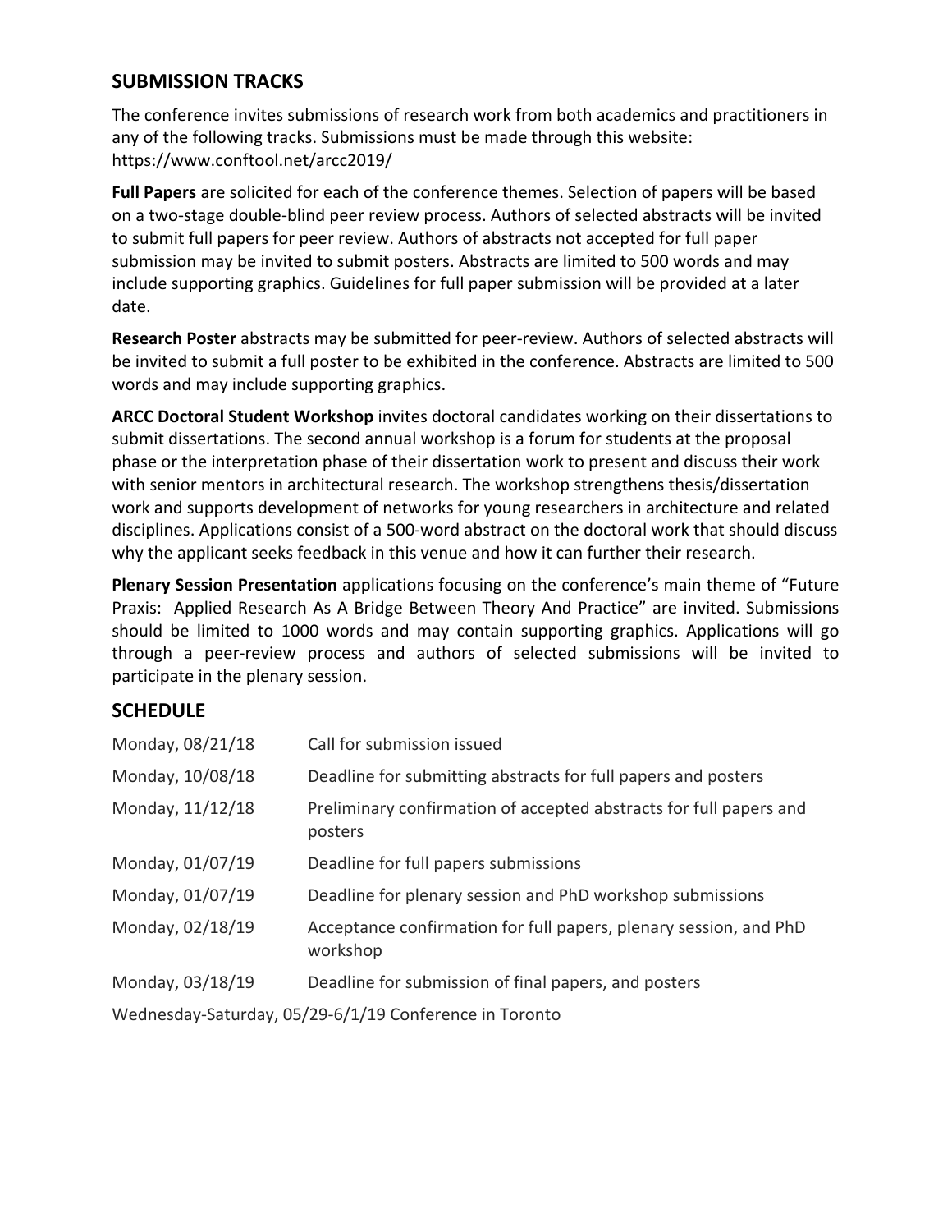## SUBMISSION TRACKS

The conference invites submissions of research work from both academics and practitioners in any of the following tracks. Submissions must be made through this website: https://www.conftool.net/arcc2019/

**Full Papers** are solicited for each of the conference themes. Selection of papers will be based on a two-stage double-blind peer review process. Authors of selected abstracts will be invited to submit full papers for peer review. Authors of abstracts not accepted for full paper submission may be invited to submit posters. Abstracts are limited to 500 words and may include supporting graphics. Guidelines for full paper submission will be provided at a later date.

**Research Poster** abstracts may be submitted for peer-review. Authors of selected abstracts will be invited to submit a full poster to be exhibited in the conference. Abstracts are limited to 500 words and may include supporting graphics.

**ARCC Doctoral Student Workshop** invites doctoral candidates working on their dissertations to submit dissertations. The second annual workshop is a forum for students at the proposal phase or the interpretation phase of their dissertation work to present and discuss their work with senior mentors in architectural research. The workshop strengthens thesis/dissertation work and supports development of networks for young researchers in architecture and related disciplines. Applications consist of a 500-word abstract on the doctoral work that should discuss why the applicant seeks feedback in this venue and how it can further their research.

**Plenary Session Presentation** applications focusing on the conference's main theme of "Future Praxis: Applied Research As A Bridge Between Theory And Practice" are invited. Submissions should be limited to 1000 words and may contain supporting graphics. Applications will go through a peer-review process and authors of selected submissions will be invited to participate in the plenary session.

## SCHEDULE

| | |
|---|---|
| Monday, 08/21/18 | Call for submission issued |
| Monday, 10/08/18 | Deadline for submitting abstracts for full papers and posters |
| Monday, 11/12/18 | Preliminary confirmation of accepted abstracts for full papers and posters |
| Monday, 01/07/19 | Deadline for full papers submissions |
| Monday, 01/07/19 | Deadline for plenary session and PhD workshop submissions |
| Monday, 02/18/19 | Acceptance confirmation for full papers, plenary session, and PhD workshop |
| Monday, 03/18/19 | Deadline for submission of final papers, and posters |

Wednesday-Saturday, 05/29-6/1/19 Conference in Toronto